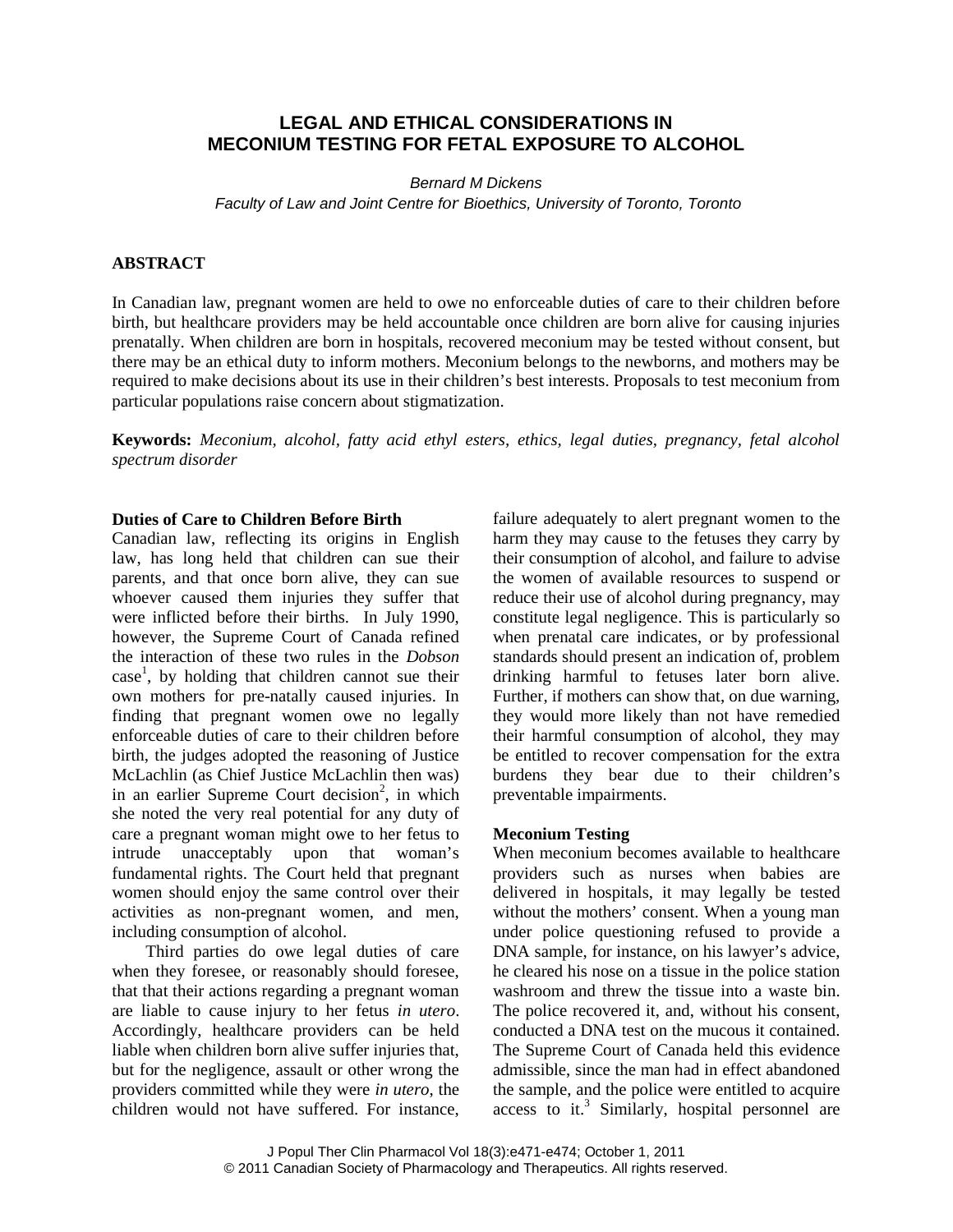# LEGAL AND ETHICAL CONSIDERATIONS IN MECONIUM TESTING FOR FETAL EXPOSURE TO ALCOHOL

*Bernard M Dickens*

*Faculty of Law and Joint Centre for Bioethics, University of Toronto, Toronto*

## ABSTRACT

In Canadian law, pregnant women are held to owe no enforceable duties of care to their children before birth, but healthcare providers may be held accountable once children are born alive for causing injuries prenatally. When children are born in hospitals, recovered meconium may be tested without consent, but there may be an ethical duty to inform mothers. Meconium belongs to the newborns, and mothers may be required to make decisions about its use in their children's best interests. Proposals to test meconium from particular populations raise concern about stigmatization.

**Keywords:** *Meconium, alcohol, fatty acid ethyl esters, ethics, legal duties, pregnancy, fetal alcohol spectrum disorder*

### Duties of Care to Children Before Birth

Canadian law, reflecting its origins in English law, has long held that children can sue their parents, and that once born alive, they can sue whoever caused them injuries they suffer that were inflicted before their births. In July 1990, however, the Supreme Court of Canada refined the interaction of these two rules in the *Dobson* case[1], by holding that children cannot sue their own mothers for pre-natally caused injuries. In finding that pregnant women owe no legally enforceable duties of care to their children before birth, the judges adopted the reasoning of Justice McLachlin (as Chief Justice McLachlin then was) in an earlier Supreme Court decision[2], in which she noted the very real potential for any duty of care a pregnant woman might owe to her fetus to intrude unacceptably upon that woman's fundamental rights. The Court held that pregnant women should enjoy the same control over their activities as non-pregnant women, and men, including consumption of alcohol.

Third parties do owe legal duties of care when they foresee, or reasonably should foresee, that that their actions regarding a pregnant woman are liable to cause injury to her fetus *in utero*. Accordingly, healthcare providers can be held liable when children born alive suffer injuries that, but for the negligence, assault or other wrong the providers committed while they were *in utero*, the children would not have suffered. For instance, failure adequately to alert pregnant women to the harm they may cause to the fetuses they carry by their consumption of alcohol, and failure to advise the women of available resources to suspend or reduce their use of alcohol during pregnancy, may constitute legal negligence. This is particularly so when prenatal care indicates, or by professional standards should present an indication of, problem drinking harmful to fetuses later born alive. Further, if mothers can show that, on due warning, they would more likely than not have remedied their harmful consumption of alcohol, they may be entitled to recover compensation for the extra burdens they bear due to their children's preventable impairments.

### Meconium Testing

When meconium becomes available to healthcare providers such as nurses when babies are delivered in hospitals, it may legally be tested without the mothers' consent. When a young man under police questioning refused to provide a DNA sample, for instance, on his lawyer's advice, he cleared his nose on a tissue in the police station washroom and threw the tissue into a waste bin. The police recovered it, and, without his consent, conducted a DNA test on the mucous it contained. The Supreme Court of Canada held this evidence admissible, since the man had in effect abandoned the sample, and the police were entitled to acquire access to it.[3] Similarly, hospital personnel are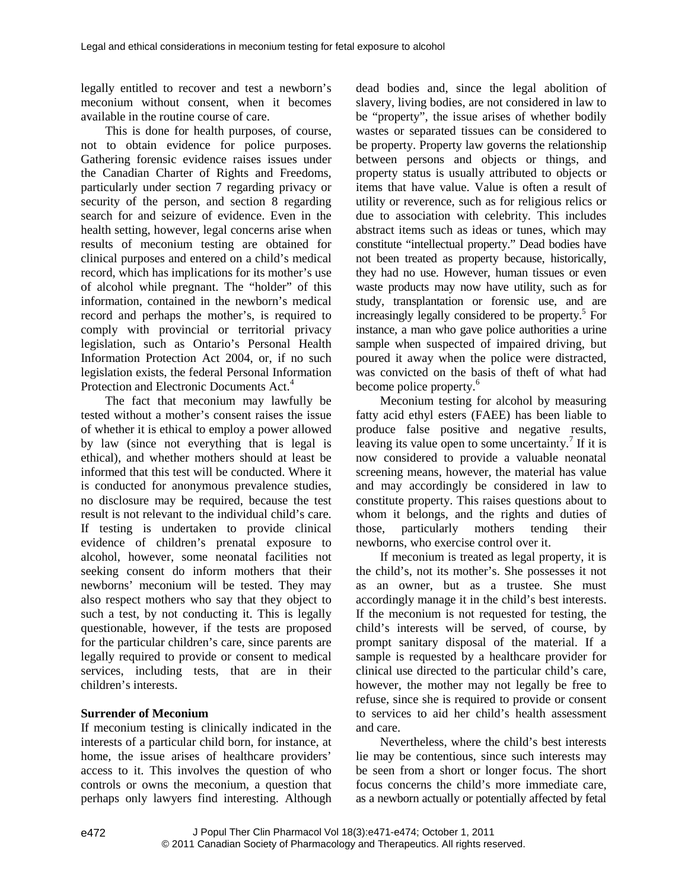legally entitled to recover and test a newborn's meconium without consent, when it becomes available in the routine course of care.

This is done for health purposes, of course, not to obtain evidence for police purposes. Gathering forensic evidence raises issues under the Canadian Charter of Rights and Freedoms, particularly under section 7 regarding privacy or security of the person, and section 8 regarding search for and seizure of evidence. Even in the health setting, however, legal concerns arise when results of meconium testing are obtained for clinical purposes and entered on a child's medical record, which has implications for its mother's use of alcohol while pregnant. The "holder" of this information, contained in the newborn's medical record and perhaps the mother's, is required to comply with provincial or territorial privacy legislation, such as Ontario's Personal Health Information Protection Act 2004, or, if no such legislation exists, the federal Personal Information Protection and Electronic Documents Act.[4]

The fact that meconium may lawfully be tested without a mother's consent raises the issue of whether it is ethical to employ a power allowed by law (since not everything that is legal is ethical), and whether mothers should at least be informed that this test will be conducted. Where it is conducted for anonymous prevalence studies, no disclosure may be required, because the test result is not relevant to the individual child's care. If testing is undertaken to provide clinical evidence of children's prenatal exposure to alcohol, however, some neonatal facilities not seeking consent do inform mothers that their newborns' meconium will be tested. They may also respect mothers who say that they object to such a test, by not conducting it. This is legally questionable, however, if the tests are proposed for the particular children's care, since parents are legally required to provide or consent to medical services, including tests, that are in their children's interests.

**Surrender of Meconium**

If meconium testing is clinically indicated in the interests of a particular child born, for instance, at home, the issue arises of healthcare providers' access to it. This involves the question of who controls or owns the meconium, a question that perhaps only lawyers find interesting. Although dead bodies and, since the legal abolition of slavery, living bodies, are not considered in law to be "property", the issue arises of whether bodily wastes or separated tissues can be considered to be property. Property law governs the relationship between persons and objects or things, and property status is usually attributed to objects or items that have value. Value is often a result of utility or reverence, such as for religious relics or due to association with celebrity. This includes abstract items such as ideas or tunes, which may constitute "intellectual property." Dead bodies have not been treated as property because, historically, they had no use. However, human tissues or even waste products may now have utility, such as for study, transplantation or forensic use, and are increasingly legally considered to be property.[5] For instance, a man who gave police authorities a urine sample when suspected of impaired driving, but poured it away when the police were distracted, was convicted on the basis of theft of what had become police property.[6]

Meconium testing for alcohol by measuring fatty acid ethyl esters (FAEE) has been liable to produce false positive and negative results, leaving its value open to some uncertainty.[7] If it is now considered to provide a valuable neonatal screening means, however, the material has value and may accordingly be considered in law to constitute property. This raises questions about to whom it belongs, and the rights and duties of those, particularly mothers tending their newborns, who exercise control over it.

If meconium is treated as legal property, it is the child's, not its mother's. She possesses it not as an owner, but as a trustee. She must accordingly manage it in the child's best interests. If the meconium is not requested for testing, the child's interests will be served, of course, by prompt sanitary disposal of the material. If a sample is requested by a healthcare provider for clinical use directed to the particular child's care, however, the mother may not legally be free to refuse, since she is required to provide or consent to services to aid her child's health assessment and care.

Nevertheless, where the child's best interests lie may be contentious, since such interests may be seen from a short or longer focus. The short focus concerns the child's more immediate care, as a newborn actually or potentially affected by fetal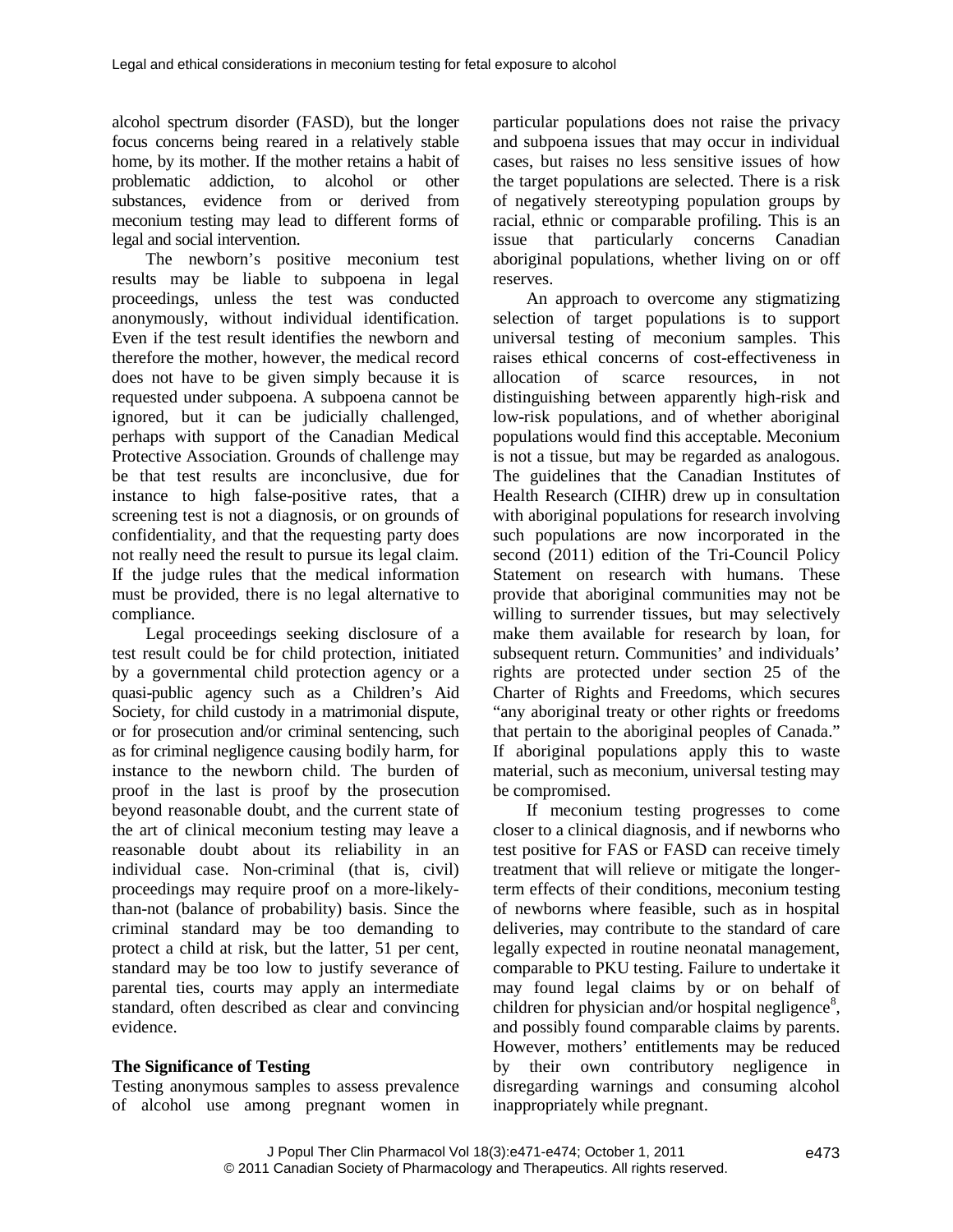alcohol spectrum disorder (FASD), but the longer focus concerns being reared in a relatively stable home, by its mother. If the mother retains a habit of problematic addiction, to alcohol or other substances, evidence from or derived from meconium testing may lead to different forms of legal and social intervention.

The newborn's positive meconium test results may be liable to subpoena in legal proceedings, unless the test was conducted anonymously, without individual identification. Even if the test result identifies the newborn and therefore the mother, however, the medical record does not have to be given simply because it is requested under subpoena. A subpoena cannot be ignored, but it can be judicially challenged, perhaps with support of the Canadian Medical Protective Association. Grounds of challenge may be that test results are inconclusive, due for instance to high false-positive rates, that a screening test is not a diagnosis, or on grounds of confidentiality, and that the requesting party does not really need the result to pursue its legal claim. If the judge rules that the medical information must be provided, there is no legal alternative to compliance.

Legal proceedings seeking disclosure of a test result could be for child protection, initiated by a governmental child protection agency or a quasi-public agency such as a Children's Aid Society, for child custody in a matrimonial dispute, or for prosecution and/or criminal sentencing, such as for criminal negligence causing bodily harm, for instance to the newborn child. The burden of proof in the last is proof by the prosecution beyond reasonable doubt, and the current state of the art of clinical meconium testing may leave a reasonable doubt about its reliability in an individual case. Non-criminal (that is, civil) proceedings may require proof on a more-likely-than-not (balance of probability) basis. Since the criminal standard may be too demanding to protect a child at risk, but the latter, 51 per cent, standard may be too low to justify severance of parental ties, courts may apply an intermediate standard, often described as clear and convincing evidence.

## The Significance of Testing

Testing anonymous samples to assess prevalence of alcohol use among pregnant women in particular populations does not raise the privacy and subpoena issues that may occur in individual cases, but raises no less sensitive issues of how the target populations are selected. There is a risk of negatively stereotyping population groups by racial, ethnic or comparable profiling. This is an issue that particularly concerns Canadian aboriginal populations, whether living on or off reserves.

An approach to overcome any stigmatizing selection of target populations is to support universal testing of meconium samples. This raises ethical concerns of cost-effectiveness in allocation of scarce resources, in not distinguishing between apparently high-risk and low-risk populations, and of whether aboriginal populations would find this acceptable. Meconium is not a tissue, but may be regarded as analogous. The guidelines that the Canadian Institutes of Health Research (CIHR) drew up in consultation with aboriginal populations for research involving such populations are now incorporated in the second (2011) edition of the Tri-Council Policy Statement on research with humans. These provide that aboriginal communities may not be willing to surrender tissues, but may selectively make them available for research by loan, for subsequent return. Communities' and individuals' rights are protected under section 25 of the Charter of Rights and Freedoms, which secures "any aboriginal treaty or other rights or freedoms that pertain to the aboriginal peoples of Canada." If aboriginal populations apply this to waste material, such as meconium, universal testing may be compromised.

If meconium testing progresses to come closer to a clinical diagnosis, and if newborns who test positive for FAS or FASD can receive timely treatment that will relieve or mitigate the longer-term effects of their conditions, meconium testing of newborns where feasible, such as in hospital deliveries, may contribute to the standard of care legally expected in routine neonatal management, comparable to PKU testing. Failure to undertake it may found legal claims by or on behalf of children for physician and/or hospital negligence[8], and possibly found comparable claims by parents. However, mothers' entitlements may be reduced by their own contributory negligence in disregarding warnings and consuming alcohol inappropriately while pregnant.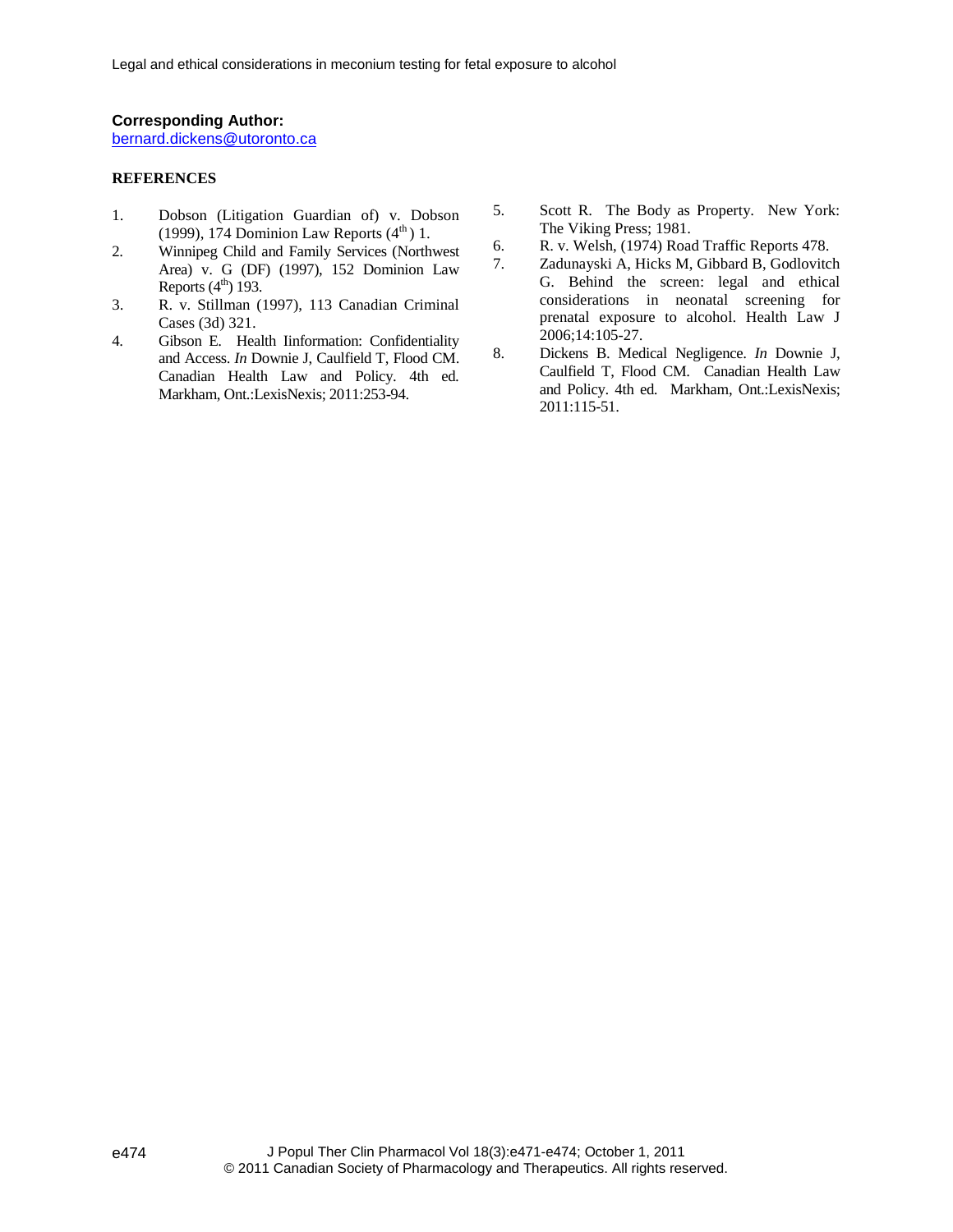**Corresponding Author:**
bernard.dickens@utoronto.ca

**REFERENCES**

1. Dobson (Litigation Guardian of) v. Dobson (1999), 174 Dominion Law Reports ($4^{th}$) 1.
2. Winnipeg Child and Family Services (Northwest Area) v. G (DF) (1997), 152 Dominion Law Reports ($4^{th}$) 193.
3. R. v. Stillman (1997), 113 Canadian Criminal Cases (3d) 321.
4. Gibson E. Health Iinformation: Confidentiality and Access. *In* Downie J, Caulfield T, Flood CM. Canadian Health Law and Policy. 4th ed. Markham, Ont.:LexisNexis; 2011:253-94.
5. Scott R. The Body as Property. New York: The Viking Press; 1981.
6. R. v. Welsh, (1974) Road Traffic Reports 478.
7. Zadunayski A, Hicks M, Gibbard B, Godlovitch G. Behind the screen: legal and ethical considerations in neonatal screening for prenatal exposure to alcohol. Health Law J 2006;14:105-27.
8. Dickens B. Medical Negligence. *In* Downie J, Caulfield T, Flood CM. Canadian Health Law and Policy. 4th ed. Markham, Ont.:LexisNexis; 2011:115-51.